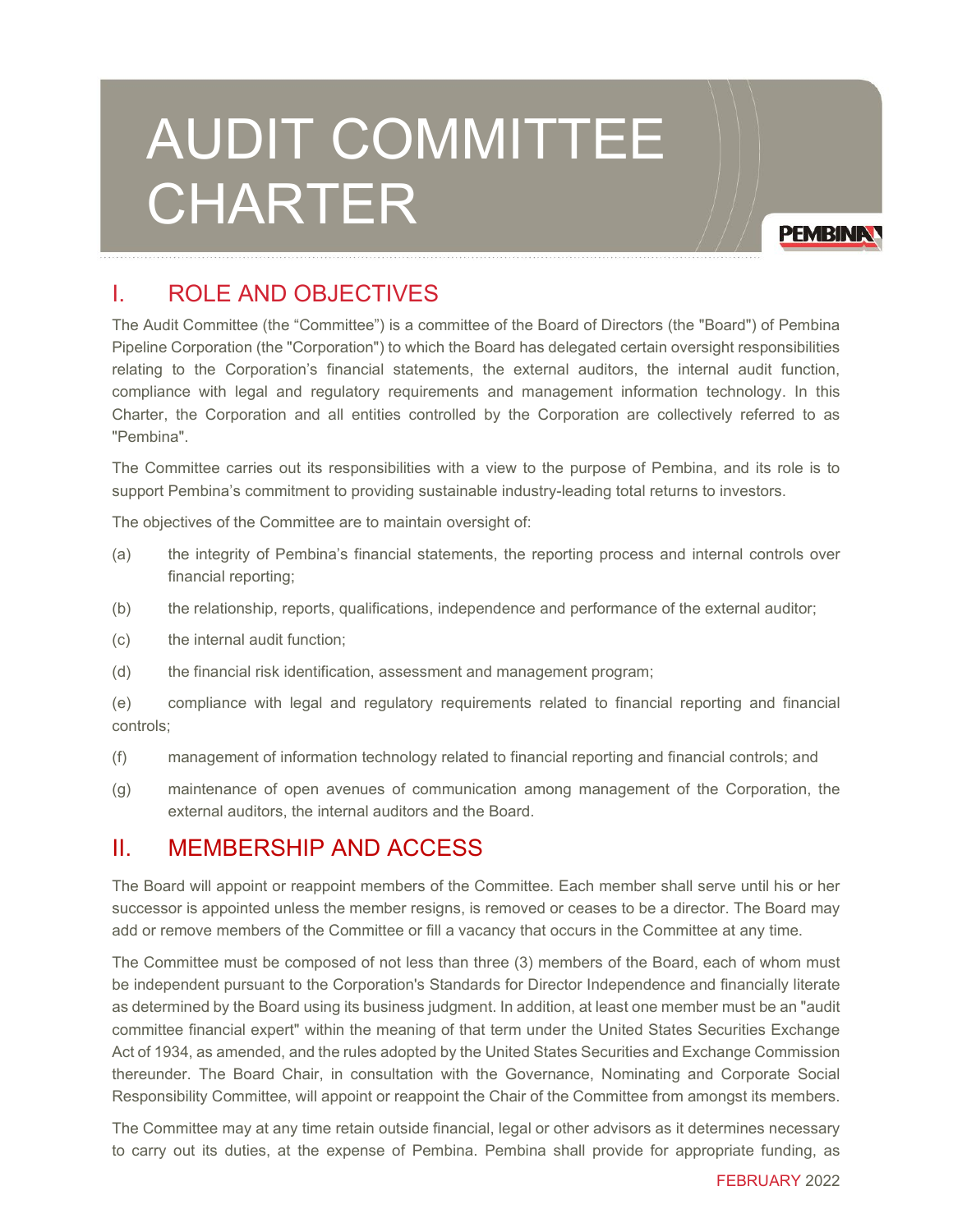# AUDIT COMMITTEE CHARTER

## I. ROLE AND OBJECTIVES

The Audit Committee (the "Committee") is a committee of the Board of Directors (the "Board") of Pembina Pipeline Corporation (the "Corporation") to which the Board has delegated certain oversight responsibilities relating to the Corporation's financial statements, the external auditors, the internal audit function, compliance with legal and regulatory requirements and management information technology. In this Charter, the Corporation and all entities controlled by the Corporation are collectively referred to as "Pembina".

The Committee carries out its responsibilities with a view to the purpose of Pembina, and its role is to support Pembina's commitment to providing sustainable industry-leading total returns to investors.

The objectives of the Committee are to maintain oversight of:

(a) the integrity of Pembina's financial statements, the reporting process and internal controls over financial reporting;

(b) the relationship, reports, qualifications, independence and performance of the external auditor;

(c) the internal audit function;

(d) the financial risk identification, assessment and management program;

(e) compliance with legal and regulatory requirements related to financial reporting and financial controls;

(f) management of information technology related to financial reporting and financial controls; and

(g) maintenance of open avenues of communication among management of the Corporation, the external auditors, the internal auditors and the Board.

## II. MEMBERSHIP AND ACCESS

The Board will appoint or reappoint members of the Committee. Each member shall serve until his or her successor is appointed unless the member resigns, is removed or ceases to be a director. The Board may add or remove members of the Committee or fill a vacancy that occurs in the Committee at any time.

The Committee must be composed of not less than three (3) members of the Board, each of whom must be independent pursuant to the Corporation's Standards for Director Independence and financially literate as determined by the Board using its business judgment. In addition, at least one member must be an "audit committee financial expert" within the meaning of that term under the United States Securities Exchange Act of 1934, as amended, and the rules adopted by the United States Securities and Exchange Commission thereunder. The Board Chair, in consultation with the Governance, Nominating and Corporate Social Responsibility Committee, will appoint or reappoint the Chair of the Committee from amongst its members.

The Committee may at any time retain outside financial, legal or other advisors as it determines necessary to carry out its duties, at the expense of Pembina. Pembina shall provide for appropriate funding, as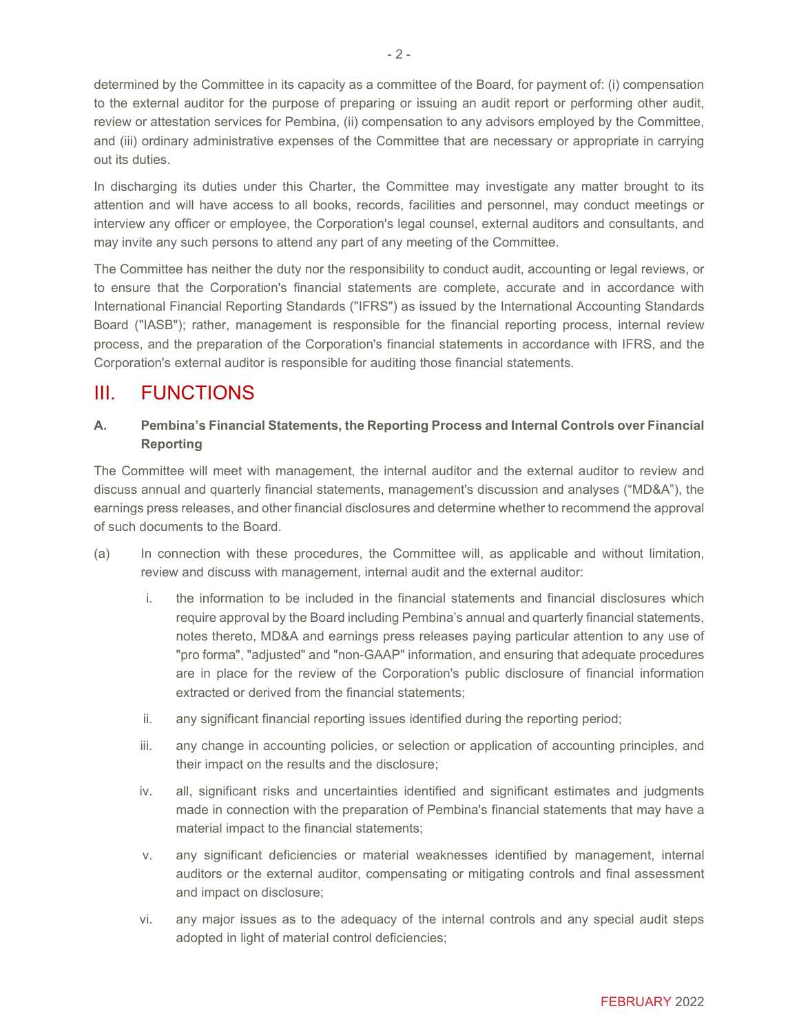determined by the Committee in its capacity as a committee of the Board, for payment of: (i) compensation to the external auditor for the purpose of preparing or issuing an audit report or performing other audit, review or attestation services for Pembina, (ii) compensation to any advisors employed by the Committee, and (iii) ordinary administrative expenses of the Committee that are necessary or appropriate in carrying out its duties.

In discharging its duties under this Charter, the Committee may investigate any matter brought to its attention and will have access to all books, records, facilities and personnel, may conduct meetings or interview any officer or employee, the Corporation's legal counsel, external auditors and consultants, and may invite any such persons to attend any part of any meeting of the Committee.

The Committee has neither the duty nor the responsibility to conduct audit, accounting or legal reviews, or to ensure that the Corporation's financial statements are complete, accurate and in accordance with International Financial Reporting Standards ("IFRS") as issued by the International Accounting Standards Board ("IASB"); rather, management is responsible for the financial reporting process, internal review process, and the preparation of the Corporation's financial statements in accordance with IFRS, and the Corporation's external auditor is responsible for auditing those financial statements.

## III. FUNCTIONS

### A. Pembina's Financial Statements, the Reporting Process and Internal Controls over Financial Reporting

The Committee will meet with management, the internal auditor and the external auditor to review and discuss annual and quarterly financial statements, management's discussion and analyses ("MD&A"), the earnings press releases, and other financial disclosures and determine whether to recommend the approval of such documents to the Board.

(a) In connection with these procedures, the Committee will, as applicable and without limitation, review and discuss with management, internal audit and the external auditor:

i. the information to be included in the financial statements and financial disclosures which require approval by the Board including Pembina's annual and quarterly financial statements, notes thereto, MD&A and earnings press releases paying particular attention to any use of "pro forma", "adjusted" and "non-GAAP" information, and ensuring that adequate procedures are in place for the review of the Corporation's public disclosure of financial information extracted or derived from the financial statements;

ii. any significant financial reporting issues identified during the reporting period;

iii. any change in accounting policies, or selection or application of accounting principles, and their impact on the results and the disclosure;

iv. all, significant risks and uncertainties identified and significant estimates and judgments made in connection with the preparation of Pembina's financial statements that may have a material impact to the financial statements;

v. any significant deficiencies or material weaknesses identified by management, internal auditors or the external auditor, compensating or mitigating controls and final assessment and impact on disclosure;

vi. any major issues as to the adequacy of the internal controls and any special audit steps adopted in light of material control deficiencies;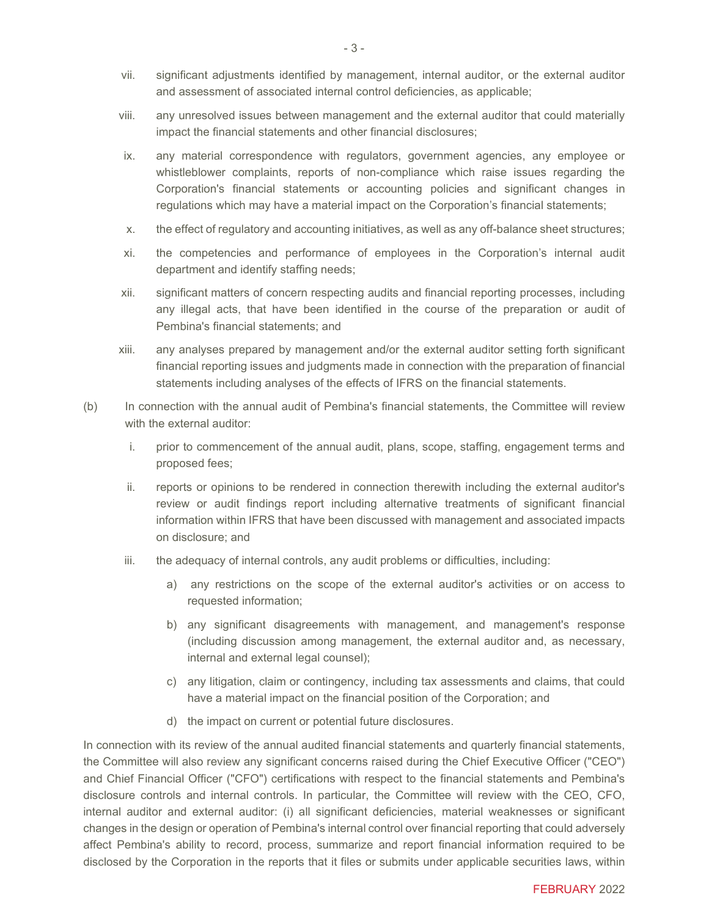vii. significant adjustments identified by management, internal auditor, or the external auditor and assessment of associated internal control deficiencies, as applicable;

viii. any unresolved issues between management and the external auditor that could materially impact the financial statements and other financial disclosures;

ix. any material correspondence with regulators, government agencies, any employee or whistleblower complaints, reports of non-compliance which raise issues regarding the Corporation's financial statements or accounting policies and significant changes in regulations which may have a material impact on the Corporation's financial statements;

x. the effect of regulatory and accounting initiatives, as well as any off-balance sheet structures;

xi. the competencies and performance of employees in the Corporation's internal audit department and identify staffing needs;

xii. significant matters of concern respecting audits and financial reporting processes, including any illegal acts, that have been identified in the course of the preparation or audit of Pembina's financial statements; and

xiii. any analyses prepared by management and/or the external auditor setting forth significant financial reporting issues and judgments made in connection with the preparation of financial statements including analyses of the effects of IFRS on the financial statements.

(b) In connection with the annual audit of Pembina's financial statements, the Committee will review with the external auditor:

i. prior to commencement of the annual audit, plans, scope, staffing, engagement terms and proposed fees;

ii. reports or opinions to be rendered in connection therewith including the external auditor's review or audit findings report including alternative treatments of significant financial information within IFRS that have been discussed with management and associated impacts on disclosure; and

iii. the adequacy of internal controls, any audit problems or difficulties, including:

a) any restrictions on the scope of the external auditor's activities or on access to requested information;

b) any significant disagreements with management, and management's response (including discussion among management, the external auditor and, as necessary, internal and external legal counsel);

c) any litigation, claim or contingency, including tax assessments and claims, that could have a material impact on the financial position of the Corporation; and

d) the impact on current or potential future disclosures.

In connection with its review of the annual audited financial statements and quarterly financial statements, the Committee will also review any significant concerns raised during the Chief Executive Officer ("CEO") and Chief Financial Officer ("CFO") certifications with respect to the financial statements and Pembina's disclosure controls and internal controls. In particular, the Committee will review with the CEO, CFO, internal auditor and external auditor: (i) all significant deficiencies, material weaknesses or significant changes in the design or operation of Pembina's internal control over financial reporting that could adversely affect Pembina's ability to record, process, summarize and report financial information required to be disclosed by the Corporation in the reports that it files or submits under applicable securities laws, within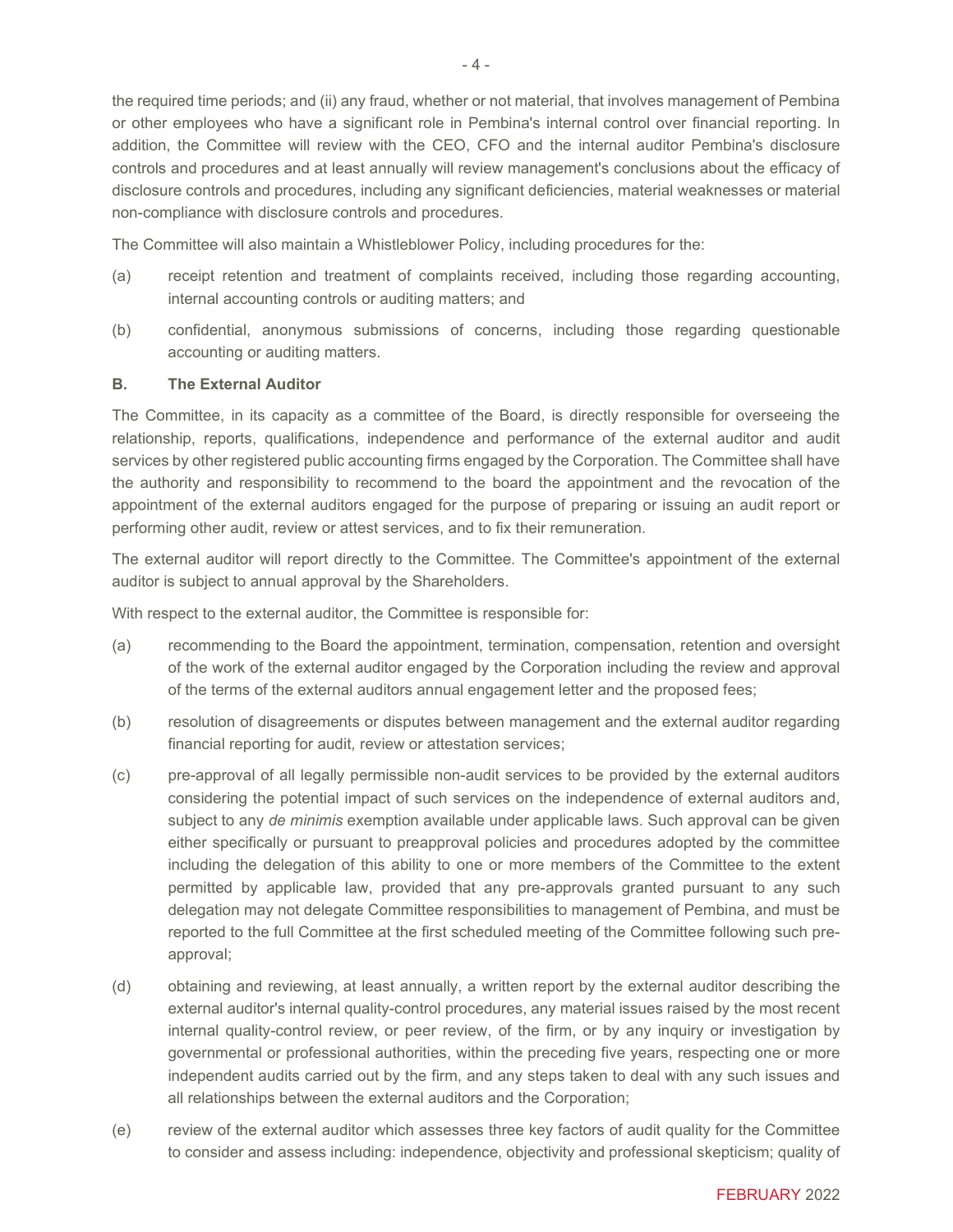the required time periods; and (ii) any fraud, whether or not material, that involves management of Pembina or other employees who have a significant role in Pembina's internal control over financial reporting. In addition, the Committee will review with the CEO, CFO and the internal auditor Pembina's disclosure controls and procedures and at least annually will review management's conclusions about the efficacy of disclosure controls and procedures, including any significant deficiencies, material weaknesses or material non-compliance with disclosure controls and procedures.

The Committee will also maintain a Whistleblower Policy, including procedures for the:

(a) receipt retention and treatment of complaints received, including those regarding accounting, internal accounting controls or auditing matters; and

(b) confidential, anonymous submissions of concerns, including those regarding questionable accounting or auditing matters.

**B. The External Auditor**

The Committee, in its capacity as a committee of the Board, is directly responsible for overseeing the relationship, reports, qualifications, independence and performance of the external auditor and audit services by other registered public accounting firms engaged by the Corporation. The Committee shall have the authority and responsibility to recommend to the board the appointment and the revocation of the appointment of the external auditors engaged for the purpose of preparing or issuing an audit report or performing other audit, review or attest services, and to fix their remuneration.

The external auditor will report directly to the Committee. The Committee's appointment of the external auditor is subject to annual approval by the Shareholders.

With respect to the external auditor, the Committee is responsible for:

(a) recommending to the Board the appointment, termination, compensation, retention and oversight of the work of the external auditor engaged by the Corporation including the review and approval of the terms of the external auditors annual engagement letter and the proposed fees;

(b) resolution of disagreements or disputes between management and the external auditor regarding financial reporting for audit, review or attestation services;

(c) pre-approval of all legally permissible non-audit services to be provided by the external auditors considering the potential impact of such services on the independence of external auditors and, subject to any *de minimis* exemption available under applicable laws. Such approval can be given either specifically or pursuant to preapproval policies and procedures adopted by the committee including the delegation of this ability to one or more members of the Committee to the extent permitted by applicable law, provided that any pre-approvals granted pursuant to any such delegation may not delegate Committee responsibilities to management of Pembina, and must be reported to the full Committee at the first scheduled meeting of the Committee following such pre-approval;

(d) obtaining and reviewing, at least annually, a written report by the external auditor describing the external auditor's internal quality-control procedures, any material issues raised by the most recent internal quality-control review, or peer review, of the firm, or by any inquiry or investigation by governmental or professional authorities, within the preceding five years, respecting one or more independent audits carried out by the firm, and any steps taken to deal with any such issues and all relationships between the external auditors and the Corporation;

(e) review of the external auditor which assesses three key factors of audit quality for the Committee to consider and assess including: independence, objectivity and professional skepticism; quality of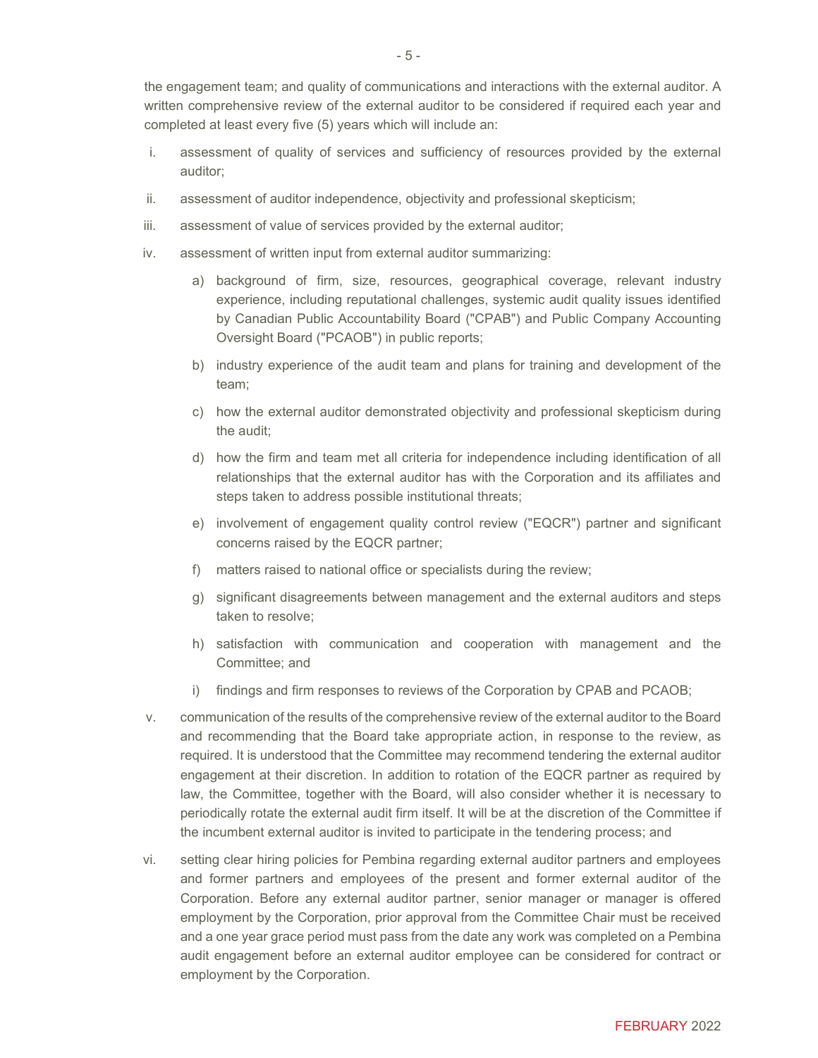the engagement team; and quality of communications and interactions with the external auditor. A written comprehensive review of the external auditor to be considered if required each year and completed at least every five (5) years which will include an:

i. assessment of quality of services and sufficiency of resources provided by the external auditor;

ii. assessment of auditor independence, objectivity and professional skepticism;

iii. assessment of value of services provided by the external auditor;

iv. assessment of written input from external auditor summarizing:

   a) background of firm, size, resources, geographical coverage, relevant industry experience, including reputational challenges, systemic audit quality issues identified by Canadian Public Accountability Board ("CPAB") and Public Company Accounting Oversight Board ("PCAOB") in public reports;

   b) industry experience of the audit team and plans for training and development of the team;

   c) how the external auditor demonstrated objectivity and professional skepticism during the audit;

   d) how the firm and team met all criteria for independence including identification of all relationships that the external auditor has with the Corporation and its affiliates and steps taken to address possible institutional threats;

   e) involvement of engagement quality control review ("EQCR") partner and significant concerns raised by the EQCR partner;

   f) matters raised to national office or specialists during the review;

   g) significant disagreements between management and the external auditors and steps taken to resolve;

   h) satisfaction with communication and cooperation with management and the Committee; and

   i) findings and firm responses to reviews of the Corporation by CPAB and PCAOB;

v. communication of the results of the comprehensive review of the external auditor to the Board and recommending that the Board take appropriate action, in response to the review, as required. It is understood that the Committee may recommend tendering the external auditor engagement at their discretion. In addition to rotation of the EQCR partner as required by law, the Committee, together with the Board, will also consider whether it is necessary to periodically rotate the external audit firm itself. It will be at the discretion of the Committee if the incumbent external auditor is invited to participate in the tendering process; and

vi. setting clear hiring policies for Pembina regarding external auditor partners and employees and former partners and employees of the present and former external auditor of the Corporation. Before any external auditor partner, senior manager or manager is offered employment by the Corporation, prior approval from the Committee Chair must be received and a one year grace period must pass from the date any work was completed on a Pembina audit engagement before an external auditor employee can be considered for contract or employment by the Corporation.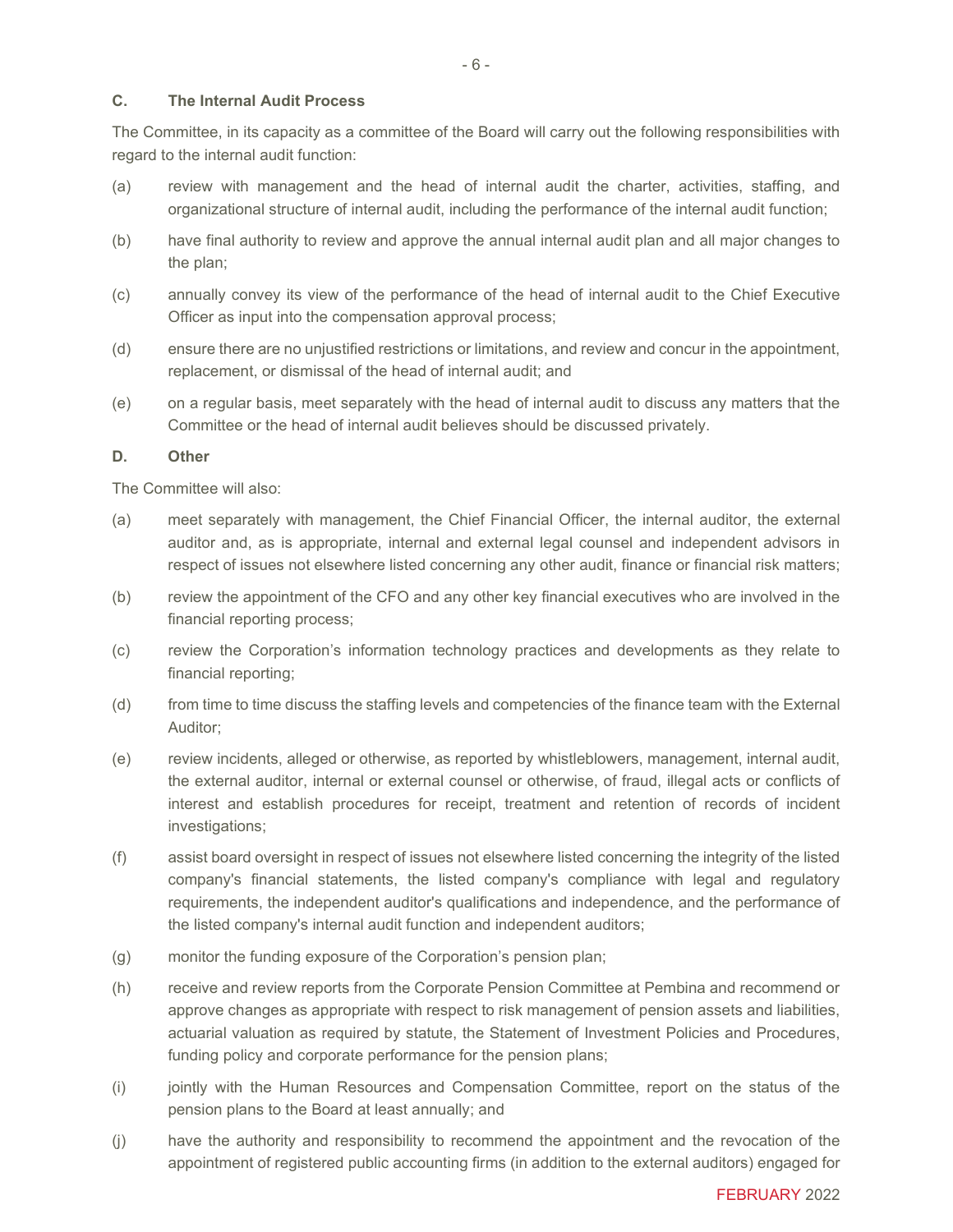### C. The Internal Audit Process

The Committee, in its capacity as a committee of the Board will carry out the following responsibilities with regard to the internal audit function:

(a) review with management and the head of internal audit the charter, activities, staffing, and organizational structure of internal audit, including the performance of the internal audit function;

(b) have final authority to review and approve the annual internal audit plan and all major changes to the plan;

(c) annually convey its view of the performance of the head of internal audit to the Chief Executive Officer as input into the compensation approval process;

(d) ensure there are no unjustified restrictions or limitations, and review and concur in the appointment, replacement, or dismissal of the head of internal audit; and

(e) on a regular basis, meet separately with the head of internal audit to discuss any matters that the Committee or the head of internal audit believes should be discussed privately.

### D. Other

The Committee will also:

(a) meet separately with management, the Chief Financial Officer, the internal auditor, the external auditor and, as is appropriate, internal and external legal counsel and independent advisors in respect of issues not elsewhere listed concerning any other audit, finance or financial risk matters;

(b) review the appointment of the CFO and any other key financial executives who are involved in the financial reporting process;

(c) review the Corporation's information technology practices and developments as they relate to financial reporting;

(d) from time to time discuss the staffing levels and competencies of the finance team with the External Auditor;

(e) review incidents, alleged or otherwise, as reported by whistleblowers, management, internal audit, the external auditor, internal or external counsel or otherwise, of fraud, illegal acts or conflicts of interest and establish procedures for receipt, treatment and retention of records of incident investigations;

(f) assist board oversight in respect of issues not elsewhere listed concerning the integrity of the listed company's financial statements, the listed company's compliance with legal and regulatory requirements, the independent auditor's qualifications and independence, and the performance of the listed company's internal audit function and independent auditors;

(g) monitor the funding exposure of the Corporation's pension plan;

(h) receive and review reports from the Corporate Pension Committee at Pembina and recommend or approve changes as appropriate with respect to risk management of pension assets and liabilities, actuarial valuation as required by statute, the Statement of Investment Policies and Procedures, funding policy and corporate performance for the pension plans;

(i) jointly with the Human Resources and Compensation Committee, report on the status of the pension plans to the Board at least annually; and

(j) have the authority and responsibility to recommend the appointment and the revocation of the appointment of registered public accounting firms (in addition to the external auditors) engaged for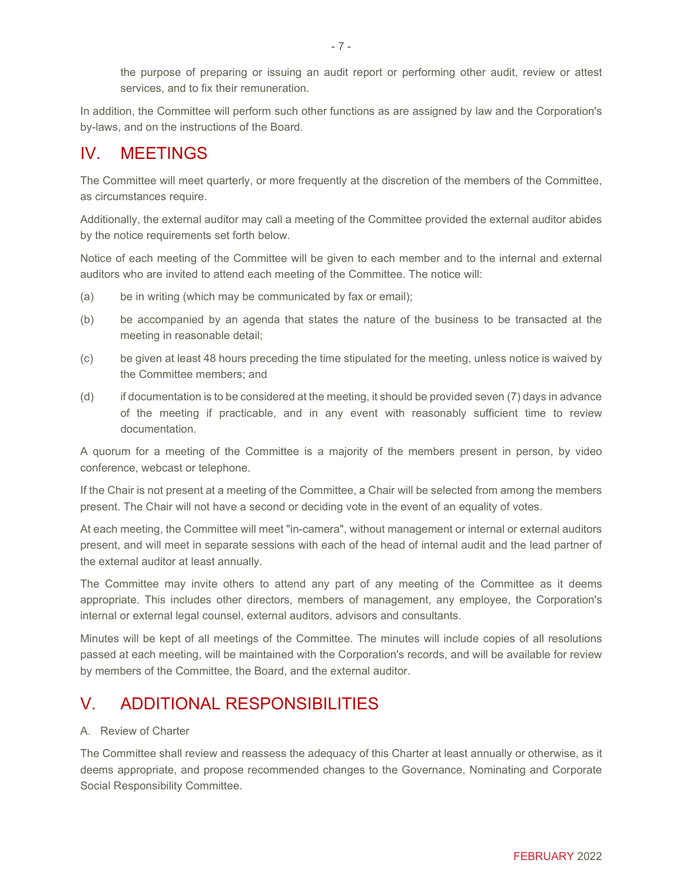the purpose of preparing or issuing an audit report or performing other audit, review or attest services, and to fix their remuneration.

In addition, the Committee will perform such other functions as are assigned by law and the Corporation's by-laws, and on the instructions of the Board.

## IV. MEETINGS

The Committee will meet quarterly, or more frequently at the discretion of the members of the Committee, as circumstances require.

Additionally, the external auditor may call a meeting of the Committee provided the external auditor abides by the notice requirements set forth below.

Notice of each meeting of the Committee will be given to each member and to the internal and external auditors who are invited to attend each meeting of the Committee. The notice will:

(a) be in writing (which may be communicated by fax or email);

(b) be accompanied by an agenda that states the nature of the business to be transacted at the meeting in reasonable detail;

(c) be given at least 48 hours preceding the time stipulated for the meeting, unless notice is waived by the Committee members; and

(d) if documentation is to be considered at the meeting, it should be provided seven (7) days in advance of the meeting if practicable, and in any event with reasonably sufficient time to review documentation.

A quorum for a meeting of the Committee is a majority of the members present in person, by video conference, webcast or telephone.

If the Chair is not present at a meeting of the Committee, a Chair will be selected from among the members present. The Chair will not have a second or deciding vote in the event of an equality of votes.

At each meeting, the Committee will meet "in-camera", without management or internal or external auditors present, and will meet in separate sessions with each of the head of internal audit and the lead partner of the external auditor at least annually.

The Committee may invite others to attend any part of any meeting of the Committee as it deems appropriate. This includes other directors, members of management, any employee, the Corporation's internal or external legal counsel, external auditors, advisors and consultants.

Minutes will be kept of all meetings of the Committee. The minutes will include copies of all resolutions passed at each meeting, will be maintained with the Corporation's records, and will be available for review by members of the Committee, the Board, and the external auditor.

## V. ADDITIONAL RESPONSIBILITIES

### A. Review of Charter

The Committee shall review and reassess the adequacy of this Charter at least annually or otherwise, as it deems appropriate, and propose recommended changes to the Governance, Nominating and Corporate Social Responsibility Committee.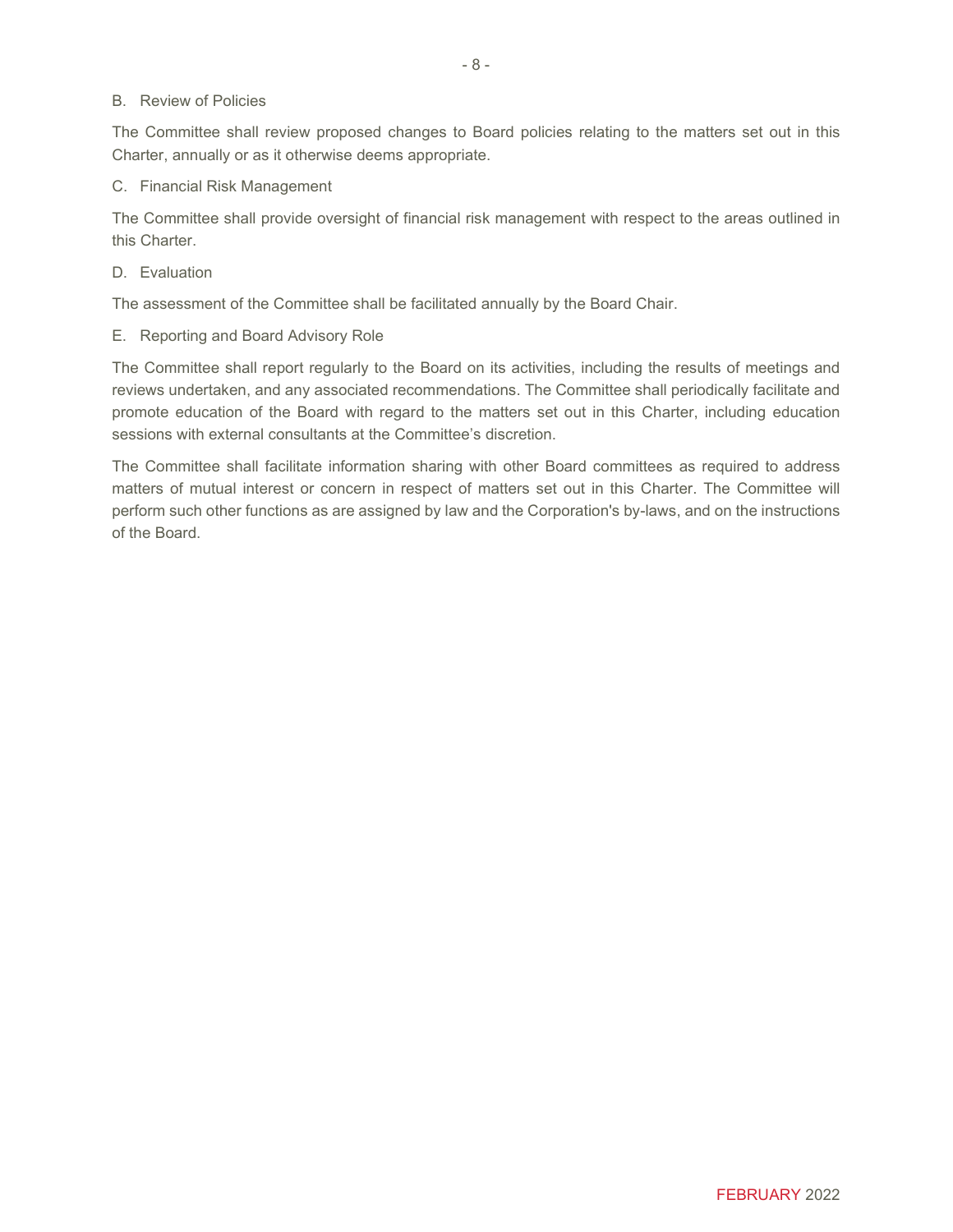B. Review of Policies

The Committee shall review proposed changes to Board policies relating to the matters set out in this Charter, annually or as it otherwise deems appropriate.

C. Financial Risk Management

The Committee shall provide oversight of financial risk management with respect to the areas outlined in this Charter.

D. Evaluation

The assessment of the Committee shall be facilitated annually by the Board Chair.

E. Reporting and Board Advisory Role

The Committee shall report regularly to the Board on its activities, including the results of meetings and reviews undertaken, and any associated recommendations. The Committee shall periodically facilitate and promote education of the Board with regard to the matters set out in this Charter, including education sessions with external consultants at the Committee's discretion.

The Committee shall facilitate information sharing with other Board committees as required to address matters of mutual interest or concern in respect of matters set out in this Charter. The Committee will perform such other functions as are assigned by law and the Corporation's by-laws, and on the instructions of the Board.